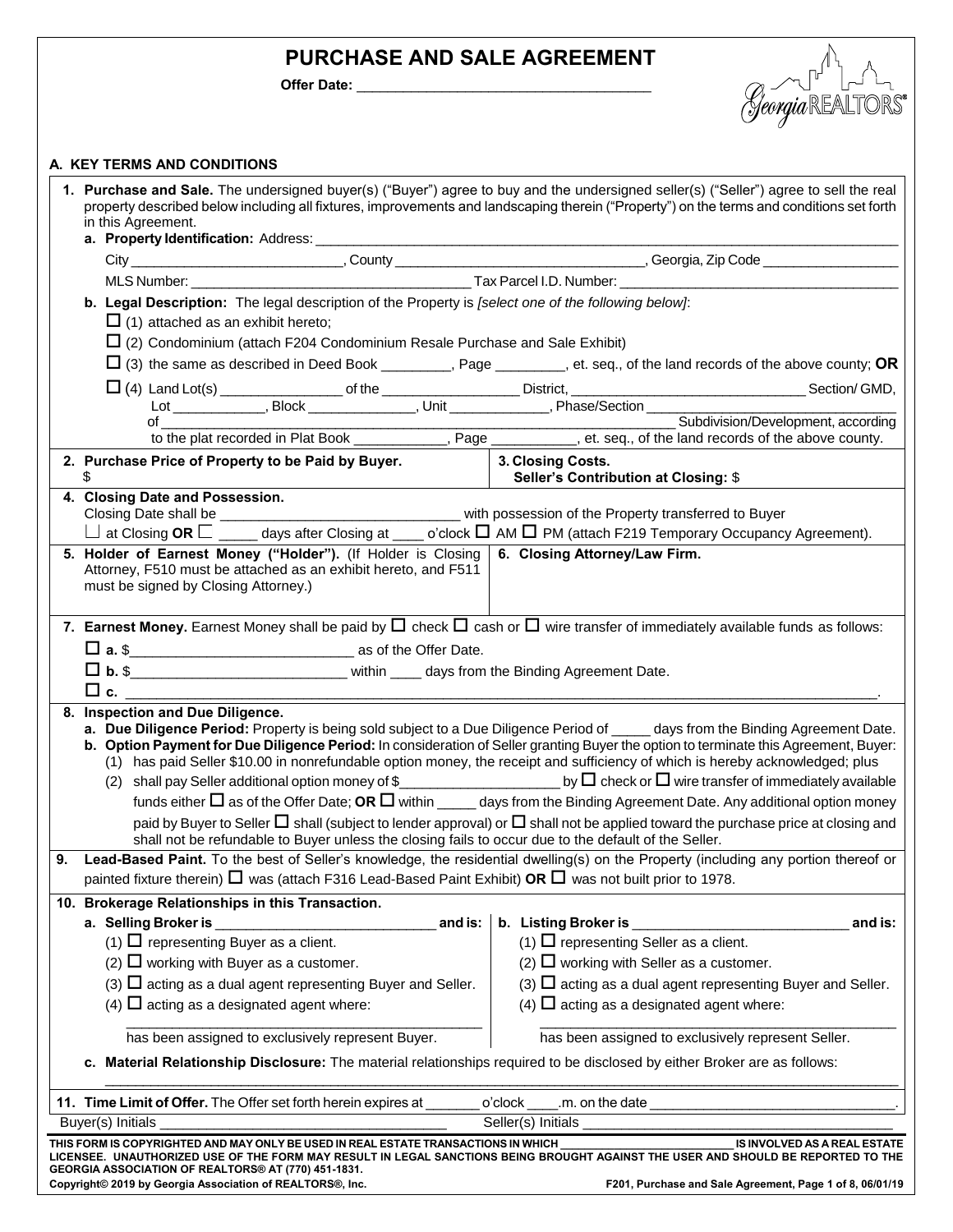# PURCHASE AND SALE AGREEMENT

**Offer Date:** ____________________________________

## A. KEY TERMS AND CONDITIONS

**1. Purchase and Sale.** The undersigned buyer(s) ("Buyer") agree to buy and the undersigned seller(s) ("Seller") agree to sell the real property described below including all fixtures, improvements and landscaping therein ("Property") on the terms and conditions set forth in this Agreement.

**a. Property Identification:** Address: ____________________________________________

City ____________________________, County ________________________________, Georgia, Zip Code __________________

MLS Number: ______________________________________ Tax Parcel I.D. Number: ____________________________________

**b. Legal Description:** The legal description of the Property is *[select one of the following below]*:

☐ (1) attached as an exhibit hereto;

☐ (2) Condominium (attach F204 Condominium Resale Purchase and Sale Exhibit)

☐ (3) the same as described in Deed Book _________, Page _________, et. seq., of the land records of the above county; **OR**

☐ (4) Land Lot(s) ________________ of the __________________ District, _______________________________ Section/ GMD, Lot ____________, Block ______________, Unit _____________, Phase/Section _________________________________ of __________________________________________________________________ Subdivision/Development, according to the plat recorded in Plat Book ____________, Page ___________, et. seq., of the land records of the above county.

**2. Purchase Price of Property to be Paid by Buyer.**
$

**3. Closing Costs.**
**Seller's Contribution at Closing:** $

**4. Closing Date and Possession.**
Closing Date shall be ________________________________ with possession of the Property transferred to Buyer
☐ at Closing **OR** ☐ _____ days after Closing at ____ o'clock ☐ AM ☐ PM (attach F219 Temporary Occupancy Agreement).

**5. Holder of Earnest Money ("Holder").** (If Holder is Closing Attorney, F510 must be attached as an exhibit hereto, and F511 must be signed by Closing Attorney.)

**6. Closing Attorney/Law Firm.**

**7. Earnest Money.** Earnest Money shall be paid by ☐ check ☐ cash or ☐ wire transfer of immediately available funds as follows:

☐ **a.** $_____________________________ as of the Offer Date.

☐ **b.** $____________________________ within ____ days from the Binding Agreement Date.

☐ **c.** __________________________________________________________________________________________.

**8. Inspection and Due Diligence.**

**a. Due Diligence Period:** Property is being sold subject to a Due Diligence Period of _____ days from the Binding Agreement Date.

**b. Option Payment for Due Diligence Period:** In consideration of Seller granting Buyer the option to terminate this Agreement, Buyer:

(1) has paid Seller $10.00 in nonrefundable option money, the receipt and sufficiency of which is hereby acknowledged; plus

(2) shall pay Seller additional option money of $_____________________ by ☐ check or ☐ wire transfer of immediately available funds either ☐ as of the Offer Date; **OR** ☐ within _____ days from the Binding Agreement Date. Any additional option money paid by Buyer to Seller ☐ shall (subject to lender approval) or ☐ shall not be applied toward the purchase price at closing and shall not be refundable to Buyer unless the closing fails to occur due to the default of the Seller.

**9. Lead-Based Paint.** To the best of Seller's knowledge, the residential dwelling(s) on the Property (including any portion thereof or painted fixture therein) ☐ was (attach F316 Lead-Based Paint Exhibit) **OR** ☐ was not built prior to 1978.

**10. Brokerage Relationships in this Transaction.**

**a. Selling Broker is** _____________________________ **and is:**

(1) ☐ representing Buyer as a client.

(2) ☐ working with Buyer as a customer.

(3) ☐ acting as a dual agent representing Buyer and Seller.

(4) ☐ acting as a designated agent where:

_______________________________________________ has been assigned to exclusively represent Buyer.

**b. Listing Broker is** ____________________________ **and is:**

(1) ☐ representing Seller as a client.

(2) ☐ working with Seller as a customer.

(3) ☐ acting as a dual agent representing Buyer and Seller.

(4) ☐ acting as a designated agent where:

_______________________________________________ has been assigned to exclusively represent Seller.

**c. Material Relationship Disclosure:** The material relationships required to be disclosed by either Broker are as follows:

______________________________________________________________________________________________

**11. Time Limit of Offer.** The Offer set forth herein expires at _______ o'clock ____.m. on the date _______________________________.

Buyer(s) Initials _____________________________________ Seller(s) Initials _________________________________________

**THIS FORM IS COPYRIGHTED AND MAY ONLY BE USED IN REAL ESTATE TRANSACTIONS IN WHICH __________________________ IS INVOLVED AS A REAL ESTATE LICENSEE. UNAUTHORIZED USE OF THE FORM MAY RESULT IN LEGAL SANCTIONS BEING BROUGHT AGAINST THE USER AND SHOULD BE REPORTED TO THE GEORGIA ASSOCIATION OF REALTORS® AT (770) 451-1831.**

**Copyright© 2019 by Georgia Association of REALTORS®, Inc.** **F201, Purchase and Sale Agreement, 06/01/19**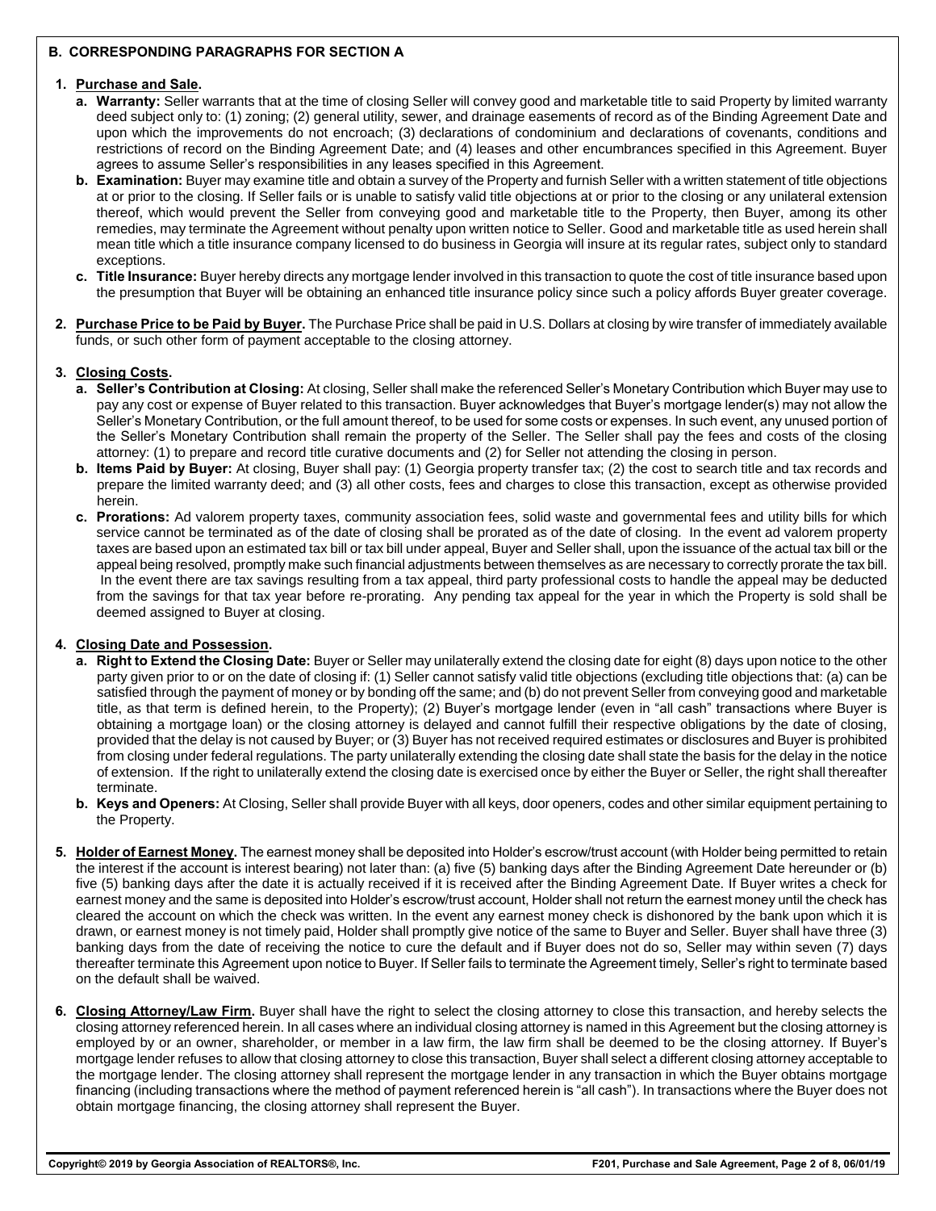## B. CORRESPONDING PARAGRAPHS FOR SECTION A

1. **Purchase and Sale.**
   - **a. Warranty:** Seller warrants that at the time of closing Seller will convey good and marketable title to said Property by limited warranty deed subject only to: (1) zoning; (2) general utility, sewer, and drainage easements of record as of the Binding Agreement Date and upon which the improvements do not encroach; (3) declarations of condominium and declarations of covenants, conditions and restrictions of record on the Binding Agreement Date; and (4) leases and other encumbrances specified in this Agreement. Buyer agrees to assume Seller's responsibilities in any leases specified in this Agreement.
   - **b. Examination:** Buyer may examine title and obtain a survey of the Property and furnish Seller with a written statement of title objections at or prior to the closing. If Seller fails or is unable to satisfy valid title objections at or prior to the closing or any unilateral extension thereof, which would prevent the Seller from conveying good and marketable title to the Property, then Buyer, among its other remedies, may terminate the Agreement without penalty upon written notice to Seller. Good and marketable title as used herein shall mean title which a title insurance company licensed to do business in Georgia will insure at its regular rates, subject only to standard exceptions.
   - **c. Title Insurance:** Buyer hereby directs any mortgage lender involved in this transaction to quote the cost of title insurance based upon the presumption that Buyer will be obtaining an enhanced title insurance policy since such a policy affords Buyer greater coverage.

2. **Purchase Price to be Paid by Buyer.** The Purchase Price shall be paid in U.S. Dollars at closing by wire transfer of immediately available funds, or such other form of payment acceptable to the closing attorney.

3. **Closing Costs.**
   - **a. Seller's Contribution at Closing:** At closing, Seller shall make the referenced Seller's Monetary Contribution which Buyer may use to pay any cost or expense of Buyer related to this transaction. Buyer acknowledges that Buyer's mortgage lender(s) may not allow the Seller's Monetary Contribution, or the full amount thereof, to be used for some costs or expenses. In such event, any unused portion of the Seller's Monetary Contribution shall remain the property of the Seller. The Seller shall pay the fees and costs of the closing attorney: (1) to prepare and record title curative documents and (2) for Seller not attending the closing in person.
   - **b. Items Paid by Buyer:** At closing, Buyer shall pay: (1) Georgia property transfer tax; (2) the cost to search title and tax records and prepare the limited warranty deed; and (3) all other costs, fees and charges to close this transaction, except as otherwise provided herein.
   - **c. Prorations:** Ad valorem property taxes, community association fees, solid waste and governmental fees and utility bills for which service cannot be terminated as of the date of closing shall be prorated as of the date of closing. In the event ad valorem property taxes are based upon an estimated tax bill or tax bill under appeal, Buyer and Seller shall, upon the issuance of the actual tax bill or the appeal being resolved, promptly make such financial adjustments between themselves as are necessary to correctly prorate the tax bill. In the event there are tax savings resulting from a tax appeal, third party professional costs to handle the appeal may be deducted from the savings for that tax year before re-prorating. Any pending tax appeal for the year in which the Property is sold shall be deemed assigned to Buyer at closing.

4. **Closing Date and Possession.**
   - **a. Right to Extend the Closing Date:** Buyer or Seller may unilaterally extend the closing date for eight (8) days upon notice to the other party given prior to or on the date of closing if: (1) Seller cannot satisfy valid title objections (excluding title objections that: (a) can be satisfied through the payment of money or by bonding off the same; and (b) do not prevent Seller from conveying good and marketable title, as that term is defined herein, to the Property); (2) Buyer's mortgage lender (even in "all cash" transactions where Buyer is obtaining a mortgage loan) or the closing attorney is delayed and cannot fulfill their respective obligations by the date of closing, provided that the delay is not caused by Buyer; or (3) Buyer has not received required estimates or disclosures and Buyer is prohibited from closing under federal regulations. The party unilaterally extending the closing date shall state the basis for the delay in the notice of extension. If the right to unilaterally extend the closing date is exercised once by either the Buyer or Seller, the right shall thereafter terminate.
   - **b. Keys and Openers:** At Closing, Seller shall provide Buyer with all keys, door openers, codes and other similar equipment pertaining to the Property.

5. **Holder of Earnest Money.** The earnest money shall be deposited into Holder's escrow/trust account (with Holder being permitted to retain the interest if the account is interest bearing) not later than: (a) five (5) banking days after the Binding Agreement Date hereunder or (b) five (5) banking days after the date it is actually received if it is received after the Binding Agreement Date. If Buyer writes a check for earnest money and the same is deposited into Holder's escrow/trust account, Holder shall not return the earnest money until the check has cleared the account on which the check was written. In the event any earnest money check is dishonored by the bank upon which it is drawn, or earnest money is not timely paid, Holder shall promptly give notice of the same to Buyer and Seller. Buyer shall have three (3) banking days from the date of receiving the notice to cure the default and if Buyer does not do so, Seller may within seven (7) days thereafter terminate this Agreement upon notice to Buyer. If Seller fails to terminate the Agreement timely, Seller's right to terminate based on the default shall be waived.

6. **Closing Attorney/Law Firm.** Buyer shall have the right to select the closing attorney to close this transaction, and hereby selects the closing attorney referenced herein. In all cases where an individual closing attorney is named in this Agreement but the closing attorney is employed by or an owner, shareholder, or member in a law firm, the law firm shall be deemed to be the closing attorney. If Buyer's mortgage lender refuses to allow that closing attorney to close this transaction, Buyer shall select a different closing attorney acceptable to the mortgage lender. The closing attorney shall represent the mortgage lender in any transaction in which the Buyer obtains mortgage financing (including transactions where the method of payment referenced herein is "all cash"). In transactions where the Buyer does not obtain mortgage financing, the closing attorney shall represent the Buyer.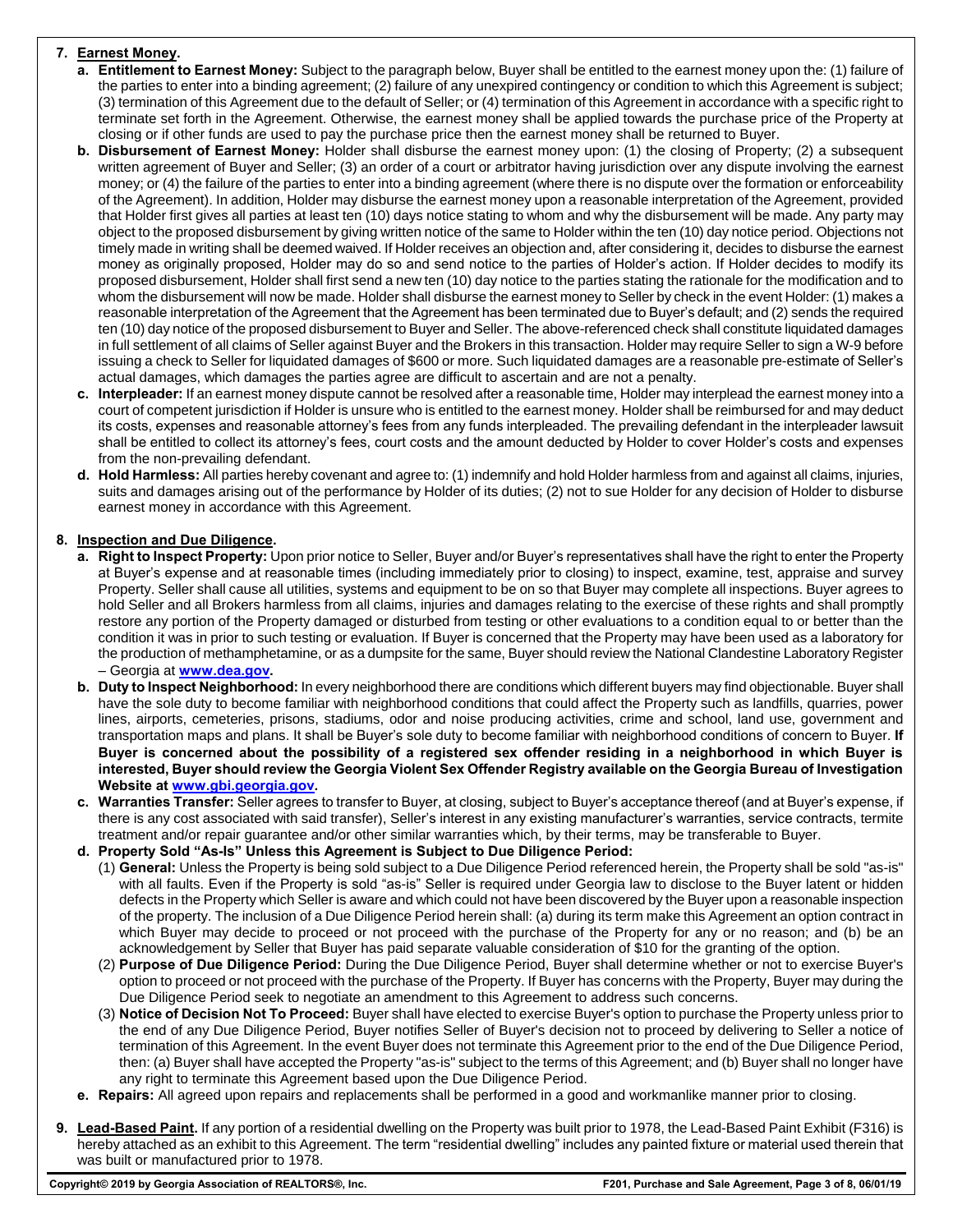7. **Earnest Money.**
   - a. **Entitlement to Earnest Money:** Subject to the paragraph below, Buyer shall be entitled to the earnest money upon the: (1) failure of the parties to enter into a binding agreement; (2) failure of any unexpired contingency or condition to which this Agreement is subject; (3) termination of this Agreement due to the default of Seller; or (4) termination of this Agreement in accordance with a specific right to terminate set forth in the Agreement. Otherwise, the earnest money shall be applied towards the purchase price of the Property at closing or if other funds are used to pay the purchase price then the earnest money shall be returned to Buyer.
   - b. **Disbursement of Earnest Money:** Holder shall disburse the earnest money upon: (1) the closing of Property; (2) a subsequent written agreement of Buyer and Seller; (3) an order of a court or arbitrator having jurisdiction over any dispute involving the earnest money; or (4) the failure of the parties to enter into a binding agreement (where there is no dispute over the formation or enforceability of the Agreement). In addition, Holder may disburse the earnest money upon a reasonable interpretation of the Agreement, provided that Holder first gives all parties at least ten (10) days notice stating to whom and why the disbursement will be made. Any party may object to the proposed disbursement by giving written notice of the same to Holder within the ten (10) day notice period. Objections not timely made in writing shall be deemed waived. If Holder receives an objection and, after considering it, decides to disburse the earnest money as originally proposed, Holder may do so and send notice to the parties of Holder's action. If Holder decides to modify its proposed disbursement, Holder shall first send a new ten (10) day notice to the parties stating the rationale for the modification and to whom the disbursement will now be made. Holder shall disburse the earnest money to Seller by check in the event Holder: (1) makes a reasonable interpretation of the Agreement that the Agreement has been terminated due to Buyer's default; and (2) sends the required ten (10) day notice of the proposed disbursement to Buyer and Seller. The above-referenced check shall constitute liquidated damages in full settlement of all claims of Seller against Buyer and the Brokers in this transaction. Holder may require Seller to sign a W-9 before issuing a check to Seller for liquidated damages of $600 or more. Such liquidated damages are a reasonable pre-estimate of Seller's actual damages, which damages the parties agree are difficult to ascertain and are not a penalty.
   - c. **Interpleader:** If an earnest money dispute cannot be resolved after a reasonable time, Holder may interplead the earnest money into a court of competent jurisdiction if Holder is unsure who is entitled to the earnest money. Holder shall be reimbursed for and may deduct its costs, expenses and reasonable attorney's fees from any funds interpleaded. The prevailing defendant in the interpleader lawsuit shall be entitled to collect its attorney's fees, court costs and the amount deducted by Holder to cover Holder's costs and expenses from the non-prevailing defendant.
   - d. **Hold Harmless:** All parties hereby covenant and agree to: (1) indemnify and hold Holder harmless from and against all claims, injuries, suits and damages arising out of the performance by Holder of its duties; (2) not to sue Holder for any decision of Holder to disburse earnest money in accordance with this Agreement.

8. **Inspection and Due Diligence.**
   - a. **Right to Inspect Property:** Upon prior notice to Seller, Buyer and/or Buyer's representatives shall have the right to enter the Property at Buyer's expense and at reasonable times (including immediately prior to closing) to inspect, examine, test, appraise and survey Property. Seller shall cause all utilities, systems and equipment to be on so that Buyer may complete all inspections. Buyer agrees to hold Seller and all Brokers harmless from all claims, injuries and damages relating to the exercise of these rights and shall promptly restore any portion of the Property damaged or disturbed from testing or other evaluations to a condition equal to or better than the condition it was in prior to such testing or evaluation. If Buyer is concerned that the Property may have been used as a laboratory for the production of methamphetamine, or as a dumpsite for the same, Buyer should review the National Clandestine Laboratory Register – Georgia at **www.dea.gov**.
   - b. **Duty to Inspect Neighborhood:** In every neighborhood there are conditions which different buyers may find objectionable. Buyer shall have the sole duty to become familiar with neighborhood conditions that could affect the Property such as landfills, quarries, power lines, airports, cemeteries, prisons, stadiums, odor and noise producing activities, crime and school, land use, government and transportation maps and plans. It shall be Buyer's sole duty to become familiar with neighborhood conditions of concern to Buyer. **If Buyer is concerned about the possibility of a registered sex offender residing in a neighborhood in which Buyer is interested, Buyer should review the Georgia Violent Sex Offender Registry available on the Georgia Bureau of Investigation Website at www.gbi.georgia.gov.**
   - c. **Warranties Transfer:** Seller agrees to transfer to Buyer, at closing, subject to Buyer's acceptance thereof (and at Buyer's expense, if there is any cost associated with said transfer), Seller's interest in any existing manufacturer's warranties, service contracts, termite treatment and/or repair guarantee and/or other similar warranties which, by their terms, may be transferable to Buyer.
   - d. **Property Sold "As-Is" Unless this Agreement is Subject to Due Diligence Period:**
     - (1) **General:** Unless the Property is being sold subject to a Due Diligence Period referenced herein, the Property shall be sold "as-is" with all faults. Even if the Property is sold "as-is" Seller is required under Georgia law to disclose to the Buyer latent or hidden defects in the Property which Seller is aware and which could not have been discovered by the Buyer upon a reasonable inspection of the property. The inclusion of a Due Diligence Period herein shall: (a) during its term make this Agreement an option contract in which Buyer may decide to proceed or not proceed with the purchase of the Property for any or no reason; and (b) be an acknowledgement by Seller that Buyer has paid separate valuable consideration of $10 for the granting of the option.
     - (2) **Purpose of Due Diligence Period:** During the Due Diligence Period, Buyer shall determine whether or not to exercise Buyer's option to proceed or not proceed with the purchase of the Property. If Buyer has concerns with the Property, Buyer may during the Due Diligence Period seek to negotiate an amendment to this Agreement to address such concerns.
     - (3) **Notice of Decision Not To Proceed:** Buyer shall have elected to exercise Buyer's option to purchase the Property unless prior to the end of any Due Diligence Period, Buyer notifies Seller of Buyer's decision not to proceed by delivering to Seller a notice of termination of this Agreement. In the event Buyer does not terminate this Agreement prior to the end of the Due Diligence Period, then: (a) Buyer shall have accepted the Property "as-is" subject to the terms of this Agreement; and (b) Buyer shall no longer have any right to terminate this Agreement based upon the Due Diligence Period.
   - e. **Repairs:** All agreed upon repairs and replacements shall be performed in a good and workmanlike manner prior to closing.

9. **Lead-Based Paint.** If any portion of a residential dwelling on the Property was built prior to 1978, the Lead-Based Paint Exhibit (F316) is hereby attached as an exhibit to this Agreement. The term "residential dwelling" includes any painted fixture or material used therein that was built or manufactured prior to 1978.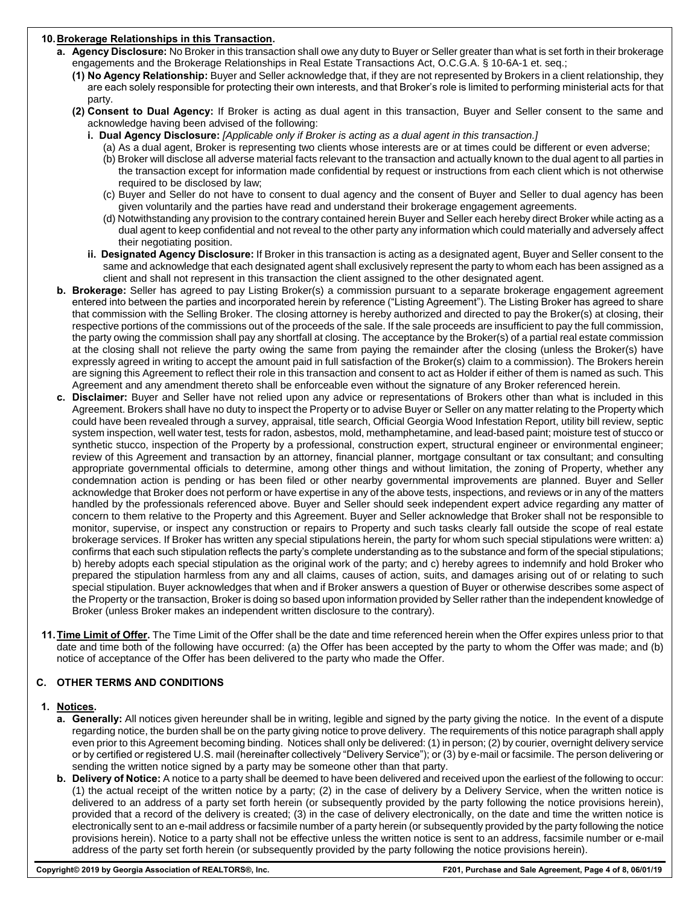**10. Brokerage Relationships in this Transaction.**

**a. Agency Disclosure:** No Broker in this transaction shall owe any duty to Buyer or Seller greater than what is set forth in their brokerage engagements and the Brokerage Relationships in Real Estate Transactions Act, O.C.G.A. § 10-6A-1 et. seq.;

**(1) No Agency Relationship:** Buyer and Seller acknowledge that, if they are not represented by Brokers in a client relationship, they are each solely responsible for protecting their own interests, and that Broker's role is limited to performing ministerial acts for that party.

**(2) Consent to Dual Agency:** If Broker is acting as dual agent in this transaction, Buyer and Seller consent to the same and acknowledge having been advised of the following:

**i. Dual Agency Disclosure:** *[Applicable only if Broker is acting as a dual agent in this transaction.]*

(a) As a dual agent, Broker is representing two clients whose interests are or at times could be different or even adverse;

(b) Broker will disclose all adverse material facts relevant to the transaction and actually known to the dual agent to all parties in the transaction except for information made confidential by request or instructions from each client which is not otherwise required to be disclosed by law;

(c) Buyer and Seller do not have to consent to dual agency and the consent of Buyer and Seller to dual agency has been given voluntarily and the parties have read and understand their brokerage engagement agreements.

(d) Notwithstanding any provision to the contrary contained herein Buyer and Seller each hereby direct Broker while acting as a dual agent to keep confidential and not reveal to the other party any information which could materially and adversely affect their negotiating position.

**ii. Designated Agency Disclosure:** If Broker in this transaction is acting as a designated agent, Buyer and Seller consent to the same and acknowledge that each designated agent shall exclusively represent the party to whom each has been assigned as a client and shall not represent in this transaction the client assigned to the other designated agent.

**b. Brokerage:** Seller has agreed to pay Listing Broker(s) a commission pursuant to a separate brokerage engagement agreement entered into between the parties and incorporated herein by reference ("Listing Agreement"). The Listing Broker has agreed to share that commission with the Selling Broker. The closing attorney is hereby authorized and directed to pay the Broker(s) at closing, their respective portions of the commissions out of the proceeds of the sale. If the sale proceeds are insufficient to pay the full commission, the party owing the commission shall pay any shortfall at closing. The acceptance by the Broker(s) of a partial real estate commission at the closing shall not relieve the party owing the same from paying the remainder after the closing (unless the Broker(s) have expressly agreed in writing to accept the amount paid in full satisfaction of the Broker(s) claim to a commission). The Brokers herein are signing this Agreement to reflect their role in this transaction and consent to act as Holder if either of them is named as such. This Agreement and any amendment thereto shall be enforceable even without the signature of any Broker referenced herein.

**c. Disclaimer:** Buyer and Seller have not relied upon any advice or representations of Brokers other than what is included in this Agreement. Brokers shall have no duty to inspect the Property or to advise Buyer or Seller on any matter relating to the Property which could have been revealed through a survey, appraisal, title search, Official Georgia Wood Infestation Report, utility bill review, septic system inspection, well water test, tests for radon, asbestos, mold, methamphetamine, and lead-based paint; moisture test of stucco or synthetic stucco, inspection of the Property by a professional, construction expert, structural engineer or environmental engineer; review of this Agreement and transaction by an attorney, financial planner, mortgage consultant or tax consultant; and consulting appropriate governmental officials to determine, among other things and without limitation, the zoning of Property, whether any condemnation action is pending or has been filed or other nearby governmental improvements are planned. Buyer and Seller acknowledge that Broker does not perform or have expertise in any of the above tests, inspections, and reviews or in any of the matters handled by the professionals referenced above. Buyer and Seller should seek independent expert advice regarding any matter of concern to them relative to the Property and this Agreement. Buyer and Seller acknowledge that Broker shall not be responsible to monitor, supervise, or inspect any construction or repairs to Property and such tasks clearly fall outside the scope of real estate brokerage services. If Broker has written any special stipulations herein, the party for whom such special stipulations were written: a) confirms that each such stipulation reflects the party's complete understanding as to the substance and form of the special stipulations; b) hereby adopts each special stipulation as the original work of the party; and c) hereby agrees to indemnify and hold Broker who prepared the stipulation harmless from any and all claims, causes of action, suits, and damages arising out of or relating to such special stipulation. Buyer acknowledges that when and if Broker answers a question of Buyer or otherwise describes some aspect of the Property or the transaction, Broker is doing so based upon information provided by Seller rather than the independent knowledge of Broker (unless Broker makes an independent written disclosure to the contrary).

**11. Time Limit of Offer.** The Time Limit of the Offer shall be the date and time referenced herein when the Offer expires unless prior to that date and time both of the following have occurred: (a) the Offer has been accepted by the party to whom the Offer was made; and (b) notice of acceptance of the Offer has been delivered to the party who made the Offer.

## C. OTHER TERMS AND CONDITIONS

**1. Notices.**

**a. Generally:** All notices given hereunder shall be in writing, legible and signed by the party giving the notice. In the event of a dispute regarding notice, the burden shall be on the party giving notice to prove delivery. The requirements of this notice paragraph shall apply even prior to this Agreement becoming binding. Notices shall only be delivered: (1) in person; (2) by courier, overnight delivery service or by certified or registered U.S. mail (hereinafter collectively "Delivery Service"); or (3) by e-mail or facsimile. The person delivering or sending the written notice signed by a party may be someone other than that party.

**b. Delivery of Notice:** A notice to a party shall be deemed to have been delivered and received upon the earliest of the following to occur: (1) the actual receipt of the written notice by a party; (2) in the case of delivery by a Delivery Service, when the written notice is delivered to an address of a party set forth herein (or subsequently provided by the party following the notice provisions herein), provided that a record of the delivery is created; (3) in the case of delivery electronically, on the date and time the written notice is electronically sent to an e-mail address or facsimile number of a party herein (or subsequently provided by the party following the notice provisions herein). Notice to a party shall not be effective unless the written notice is sent to an address, facsimile number or e-mail address of the party set forth herein (or subsequently provided by the party following the notice provisions herein).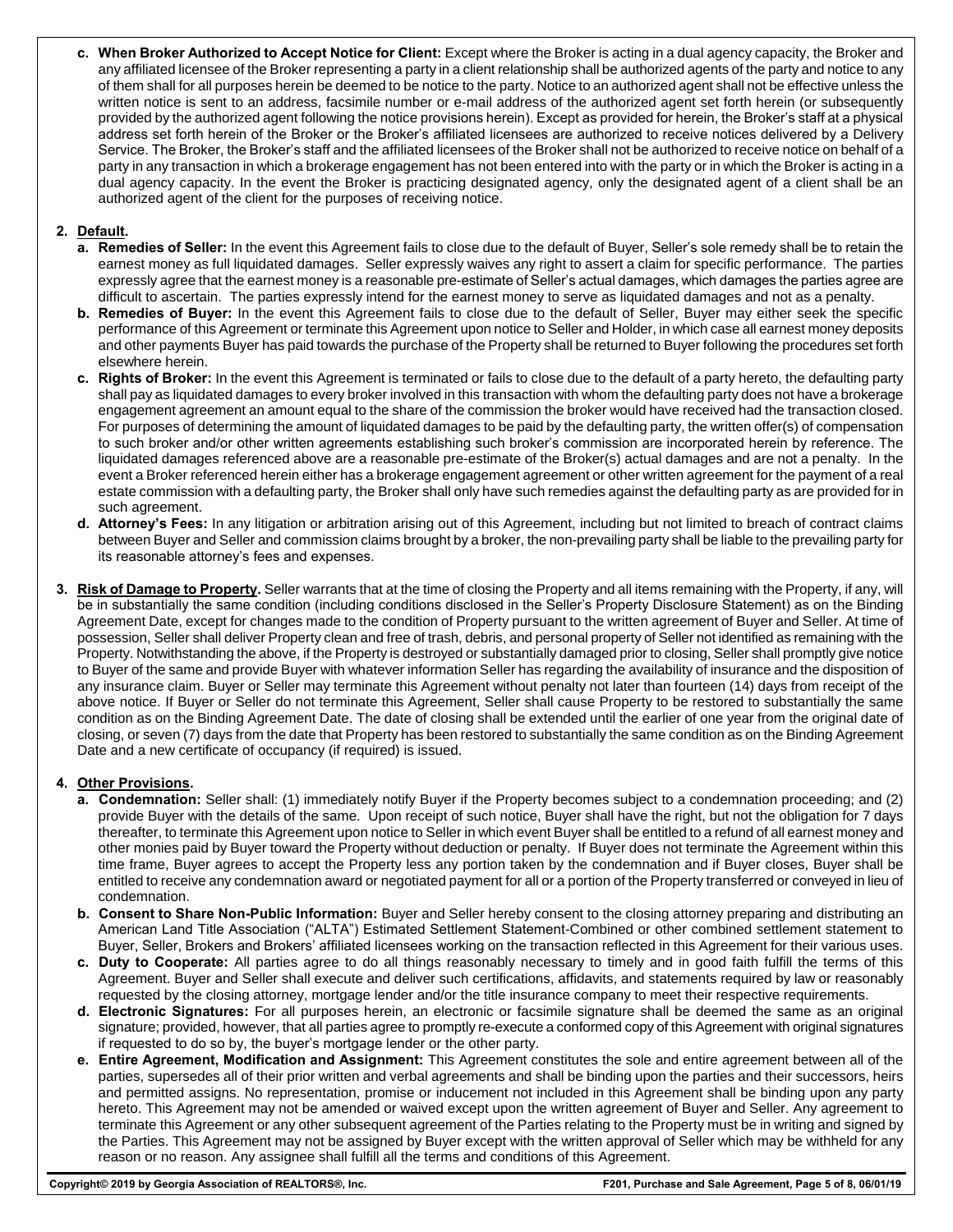c. **When Broker Authorized to Accept Notice for Client:** Except where the Broker is acting in a dual agency capacity, the Broker and any affiliated licensee of the Broker representing a party in a client relationship shall be authorized agents of the party and notice to any of them shall for all purposes herein be deemed to be notice to the party. Notice to an authorized agent shall not be effective unless the written notice is sent to an address, facsimile number or e-mail address of the authorized agent set forth herein (or subsequently provided by the authorized agent following the notice provisions herein). Except as provided for herein, the Broker's staff at a physical address set forth herein of the Broker or the Broker's affiliated licensees are authorized to receive notices delivered by a Delivery Service. The Broker, the Broker's staff and the affiliated licensees of the Broker shall not be authorized to receive notice on behalf of a party in any transaction in which a brokerage engagement has not been entered into with the party or in which the Broker is acting in a dual agency capacity. In the event the Broker is practicing designated agency, only the designated agent of a client shall be an authorized agent of the client for the purposes of receiving notice.

2. **Default.**

   a. **Remedies of Seller:** In the event this Agreement fails to close due to the default of Buyer, Seller's sole remedy shall be to retain the earnest money as full liquidated damages. Seller expressly waives any right to assert a claim for specific performance. The parties expressly agree that the earnest money is a reasonable pre-estimate of Seller's actual damages, which damages the parties agree are difficult to ascertain. The parties expressly intend for the earnest money to serve as liquidated damages and not as a penalty.

   b. **Remedies of Buyer:** In the event this Agreement fails to close due to the default of Seller, Buyer may either seek the specific performance of this Agreement or terminate this Agreement upon notice to Seller and Holder, in which case all earnest money deposits and other payments Buyer has paid towards the purchase of the Property shall be returned to Buyer following the procedures set forth elsewhere herein.

   c. **Rights of Broker:** In the event this Agreement is terminated or fails to close due to the default of a party hereto, the defaulting party shall pay as liquidated damages to every broker involved in this transaction with whom the defaulting party does not have a brokerage engagement agreement an amount equal to the share of the commission the broker would have received had the transaction closed. For purposes of determining the amount of liquidated damages to be paid by the defaulting party, the written offer(s) of compensation to such broker and/or other written agreements establishing such broker's commission are incorporated herein by reference. The liquidated damages referenced above are a reasonable pre-estimate of the Broker(s) actual damages and are not a penalty. In the event a Broker referenced herein either has a brokerage engagement agreement or other written agreement for the payment of a real estate commission with a defaulting party, the Broker shall only have such remedies against the defaulting party as are provided for in such agreement.

   d. **Attorney's Fees:** In any litigation or arbitration arising out of this Agreement, including but not limited to breach of contract claims between Buyer and Seller and commission claims brought by a broker, the non-prevailing party shall be liable to the prevailing party for its reasonable attorney's fees and expenses.

3. **Risk of Damage to Property.** Seller warrants that at the time of closing the Property and all items remaining with the Property, if any, will be in substantially the same condition (including conditions disclosed in the Seller's Property Disclosure Statement) as on the Binding Agreement Date, except for changes made to the condition of Property pursuant to the written agreement of Buyer and Seller. At time of possession, Seller shall deliver Property clean and free of trash, debris, and personal property of Seller not identified as remaining with the Property. Notwithstanding the above, if the Property is destroyed or substantially damaged prior to closing, Seller shall promptly give notice to Buyer of the same and provide Buyer with whatever information Seller has regarding the availability of insurance and the disposition of any insurance claim. Buyer or Seller may terminate this Agreement without penalty not later than fourteen (14) days from receipt of the above notice. If Buyer or Seller do not terminate this Agreement, Seller shall cause Property to be restored to substantially the same condition as on the Binding Agreement Date. The date of closing shall be extended until the earlier of one year from the original date of closing, or seven (7) days from the date that Property has been restored to substantially the same condition as on the Binding Agreement Date and a new certificate of occupancy (if required) is issued.

4. **Other Provisions.**

   a. **Condemnation:** Seller shall: (1) immediately notify Buyer if the Property becomes subject to a condemnation proceeding; and (2) provide Buyer with the details of the same. Upon receipt of such notice, Buyer shall have the right, but not the obligation for 7 days thereafter, to terminate this Agreement upon notice to Seller in which event Buyer shall be entitled to a refund of all earnest money and other monies paid by Buyer toward the Property without deduction or penalty. If Buyer does not terminate the Agreement within this time frame, Buyer agrees to accept the Property less any portion taken by the condemnation and if Buyer closes, Buyer shall be entitled to receive any condemnation award or negotiated payment for all or a portion of the Property transferred or conveyed in lieu of condemnation.

   b. **Consent to Share Non-Public Information:** Buyer and Seller hereby consent to the closing attorney preparing and distributing an American Land Title Association ("ALTA") Estimated Settlement Statement-Combined or other combined settlement statement to Buyer, Seller, Brokers and Brokers' affiliated licensees working on the transaction reflected in this Agreement for their various uses.

   c. **Duty to Cooperate:** All parties agree to do all things reasonably necessary to timely and in good faith fulfill the terms of this Agreement. Buyer and Seller shall execute and deliver such certifications, affidavits, and statements required by law or reasonably requested by the closing attorney, mortgage lender and/or the title insurance company to meet their respective requirements.

   d. **Electronic Signatures:** For all purposes herein, an electronic or facsimile signature shall be deemed the same as an original signature; provided, however, that all parties agree to promptly re-execute a conformed copy of this Agreement with original signatures if requested to do so by, the buyer's mortgage lender or the other party.

   e. **Entire Agreement, Modification and Assignment:** This Agreement constitutes the sole and entire agreement between all of the parties, supersedes all of their prior written and verbal agreements and shall be binding upon the parties and their successors, heirs and permitted assigns. No representation, promise or inducement not included in this Agreement shall be binding upon any party hereto. This Agreement may not be amended or waived except upon the written agreement of Buyer and Seller. Any agreement to terminate this Agreement or any other subsequent agreement of the Parties relating to the Property must be in writing and signed by the Parties. This Agreement may not be assigned by Buyer except with the written approval of Seller which may be withheld for any reason or no reason. Any assignee shall fulfill all the terms and conditions of this Agreement.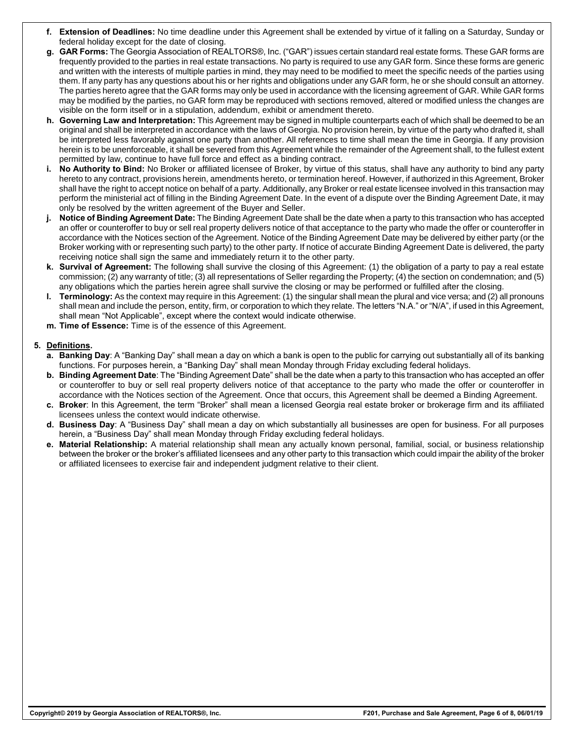- **f. Extension of Deadlines:** No time deadline under this Agreement shall be extended by virtue of it falling on a Saturday, Sunday or federal holiday except for the date of closing.
- **g. GAR Forms:** The Georgia Association of REALTORS®, Inc. ("GAR") issues certain standard real estate forms. These GAR forms are frequently provided to the parties in real estate transactions. No party is required to use any GAR form. Since these forms are generic and written with the interests of multiple parties in mind, they may need to be modified to meet the specific needs of the parties using them. If any party has any questions about his or her rights and obligations under any GAR form, he or she should consult an attorney. The parties hereto agree that the GAR forms may only be used in accordance with the licensing agreement of GAR. While GAR forms may be modified by the parties, no GAR form may be reproduced with sections removed, altered or modified unless the changes are visible on the form itself or in a stipulation, addendum, exhibit or amendment thereto.
- **h. Governing Law and Interpretation:** This Agreement may be signed in multiple counterparts each of which shall be deemed to be an original and shall be interpreted in accordance with the laws of Georgia. No provision herein, by virtue of the party who drafted it, shall be interpreted less favorably against one party than another. All references to time shall mean the time in Georgia. If any provision herein is to be unenforceable, it shall be severed from this Agreement while the remainder of the Agreement shall, to the fullest extent permitted by law, continue to have full force and effect as a binding contract.
- **i. No Authority to Bind:** No Broker or affiliated licensee of Broker, by virtue of this status, shall have any authority to bind any party hereto to any contract, provisions herein, amendments hereto, or termination hereof. However, if authorized in this Agreement, Broker shall have the right to accept notice on behalf of a party. Additionally, any Broker or real estate licensee involved in this transaction may perform the ministerial act of filling in the Binding Agreement Date. In the event of a dispute over the Binding Agreement Date, it may only be resolved by the written agreement of the Buyer and Seller.
- **j. Notice of Binding Agreement Date:** The Binding Agreement Date shall be the date when a party to this transaction who has accepted an offer or counteroffer to buy or sell real property delivers notice of that acceptance to the party who made the offer or counteroffer in accordance with the Notices section of the Agreement. Notice of the Binding Agreement Date may be delivered by either party (or the Broker working with or representing such party) to the other party. If notice of accurate Binding Agreement Date is delivered, the party receiving notice shall sign the same and immediately return it to the other party.
- **k. Survival of Agreement:** The following shall survive the closing of this Agreement: (1) the obligation of a party to pay a real estate commission; (2) any warranty of title; (3) all representations of Seller regarding the Property; (4) the section on condemnation; and (5) any obligations which the parties herein agree shall survive the closing or may be performed or fulfilled after the closing.
- **l. Terminology:** As the context may require in this Agreement: (1) the singular shall mean the plural and vice versa; and (2) all pronouns shall mean and include the person, entity, firm, or corporation to which they relate. The letters "N.A." or "N/A", if used in this Agreement, shall mean "Not Applicable", except where the context would indicate otherwise.
- **m. Time of Essence:** Time is of the essence of this Agreement.

**5. <u>Definitions</u>.**

- **a. Banking Day**: A "Banking Day" shall mean a day on which a bank is open to the public for carrying out substantially all of its banking functions. For purposes herein, a "Banking Day" shall mean Monday through Friday excluding federal holidays.
- **b. Binding Agreement Date**: The "Binding Agreement Date" shall be the date when a party to this transaction who has accepted an offer or counteroffer to buy or sell real property delivers notice of that acceptance to the party who made the offer or counteroffer in accordance with the Notices section of the Agreement. Once that occurs, this Agreement shall be deemed a Binding Agreement.
- **c. Broker**: In this Agreement, the term "Broker" shall mean a licensed Georgia real estate broker or brokerage firm and its affiliated licensees unless the context would indicate otherwise.
- **d. Business Day**: A "Business Day" shall mean a day on which substantially all businesses are open for business. For all purposes herein, a "Business Day" shall mean Monday through Friday excluding federal holidays.
- **e. Material Relationship:** A material relationship shall mean any actually known personal, familial, social, or business relationship between the broker or the broker's affiliated licensees and any other party to this transaction which could impair the ability of the broker or affiliated licensees to exercise fair and independent judgment relative to their client.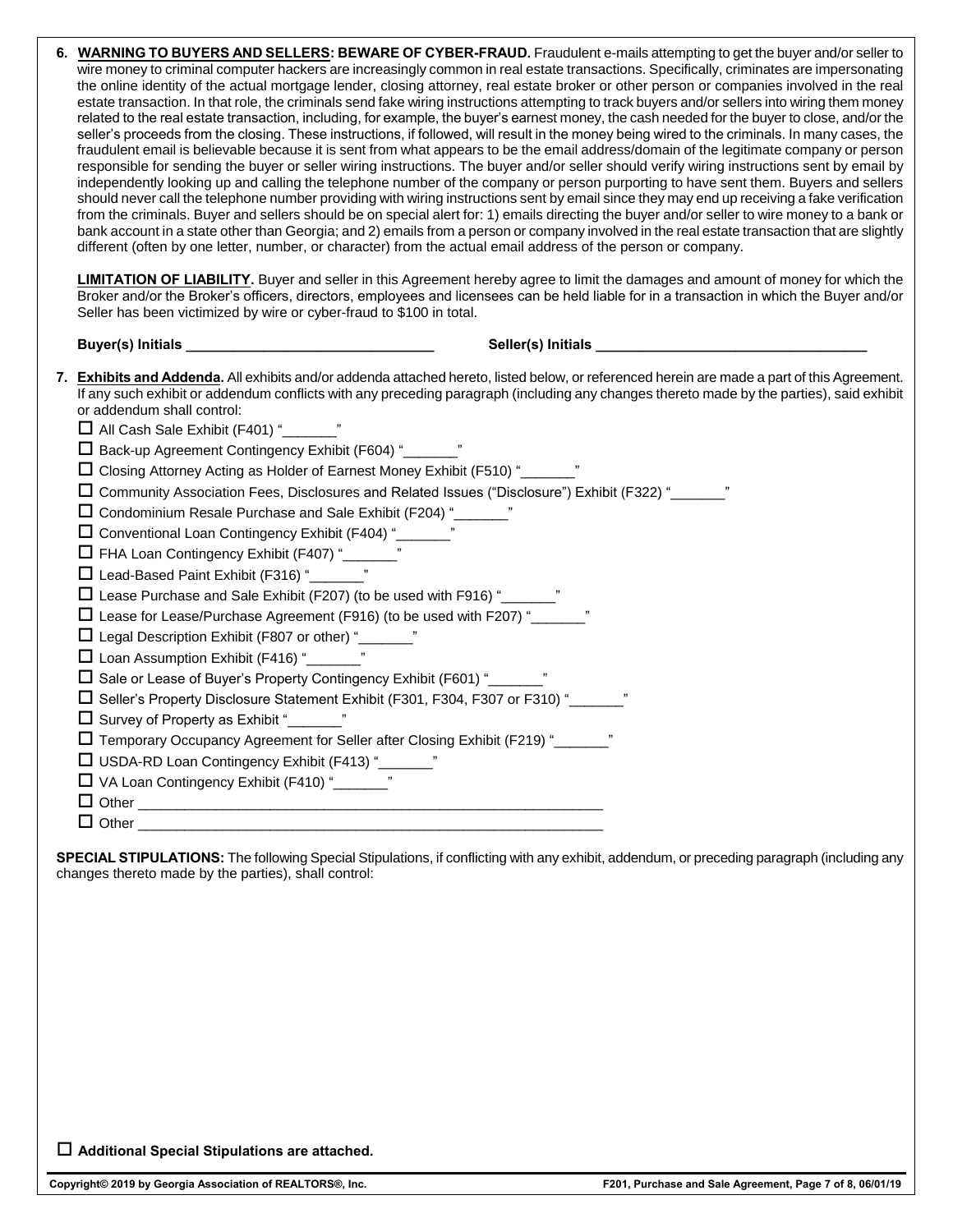6. **WARNING TO BUYERS AND SELLERS: BEWARE OF CYBER-FRAUD.** Fraudulent e-mails attempting to get the buyer and/or seller to wire money to criminal computer hackers are increasingly common in real estate transactions. Specifically, criminates are impersonating the online identity of the actual mortgage lender, closing attorney, real estate broker or other person or companies involved in the real estate transaction. In that role, the criminals send fake wiring instructions attempting to track buyers and/or sellers into wiring them money related to the real estate transaction, including, for example, the buyer's earnest money, the cash needed for the buyer to close, and/or the seller's proceeds from the closing. These instructions, if followed, will result in the money being wired to the criminals. In many cases, the fraudulent email is believable because it is sent from what appears to be the email address/domain of the legitimate company or person responsible for sending the buyer or seller wiring instructions. The buyer and/or seller should verify wiring instructions sent by email by independently looking up and calling the telephone number of the company or person purporting to have sent them. Buyers and sellers should never call the telephone number providing with wiring instructions sent by email since they may end up receiving a fake verification from the criminals. Buyer and sellers should be on special alert for: 1) emails directing the buyer and/or seller to wire money to a bank or bank account in a state other than Georgia; and 2) emails from a person or company involved in the real estate transaction that are slightly different (often by one letter, number, or character) from the actual email address of the person or company.

   **LIMITATION OF LIABILITY.** Buyer and seller in this Agreement hereby agree to limit the damages and amount of money for which the Broker and/or the Broker's officers, directors, employees and licensees can be held liable for in a transaction in which the Buyer and/or Seller has been victimized by wire or cyber-fraud to $100 in total.

   **Buyer(s) Initials** ______________________________ **Seller(s) Initials** ______________________________

7. **Exhibits and Addenda.** All exhibits and/or addenda attached hereto, listed below, or referenced herein are made a part of this Agreement. If any such exhibit or addendum conflicts with any preceding paragraph (including any changes thereto made by the parties), said exhibit or addendum shall control:

   - ☐ All Cash Sale Exhibit (F401) "_______"
   - ☐ Back-up Agreement Contingency Exhibit (F604) "_______"
   - ☐ Closing Attorney Acting as Holder of Earnest Money Exhibit (F510) "_______"
   - ☐ Community Association Fees, Disclosures and Related Issues ("Disclosure") Exhibit (F322) "_______"
   - ☐ Condominium Resale Purchase and Sale Exhibit (F204) "_______"
   - ☐ Conventional Loan Contingency Exhibit (F404) "_______"
   - ☐ FHA Loan Contingency Exhibit (F407) "_______"
   - ☐ Lead-Based Paint Exhibit (F316) "_______"
   - ☐ Lease Purchase and Sale Exhibit (F207) (to be used with F916) "_______"
   - ☐ Lease for Lease/Purchase Agreement (F916) (to be used with F207) "_______"
   - ☐ Legal Description Exhibit (F807 or other) "_______"
   - ☐ Loan Assumption Exhibit (F416) "_______"
   - ☐ Sale or Lease of Buyer's Property Contingency Exhibit (F601) "_______"
   - ☐ Seller's Property Disclosure Statement Exhibit (F301, F304, F307 or F310) "_______"
   - ☐ Survey of Property as Exhibit "_______"
   - ☐ Temporary Occupancy Agreement for Seller after Closing Exhibit (F219) "_______"
   - ☐ USDA-RD Loan Contingency Exhibit (F413) "_______"
   - ☐ VA Loan Contingency Exhibit (F410) "_______"
   - ☐ Other ____________________________________________________________
   - ☐ Other ____________________________________________________________

**SPECIAL STIPULATIONS:** The following Special Stipulations, if conflicting with any exhibit, addendum, or preceding paragraph (including any changes thereto made by the parties), shall control:

☐ **Additional Special Stipulations are attached.**

**Copyright© 2019 by Georgia Association of REALTORS®, Inc.** **F201, Purchase and Sale Agreement, Page 7 of 8, 06/01/19**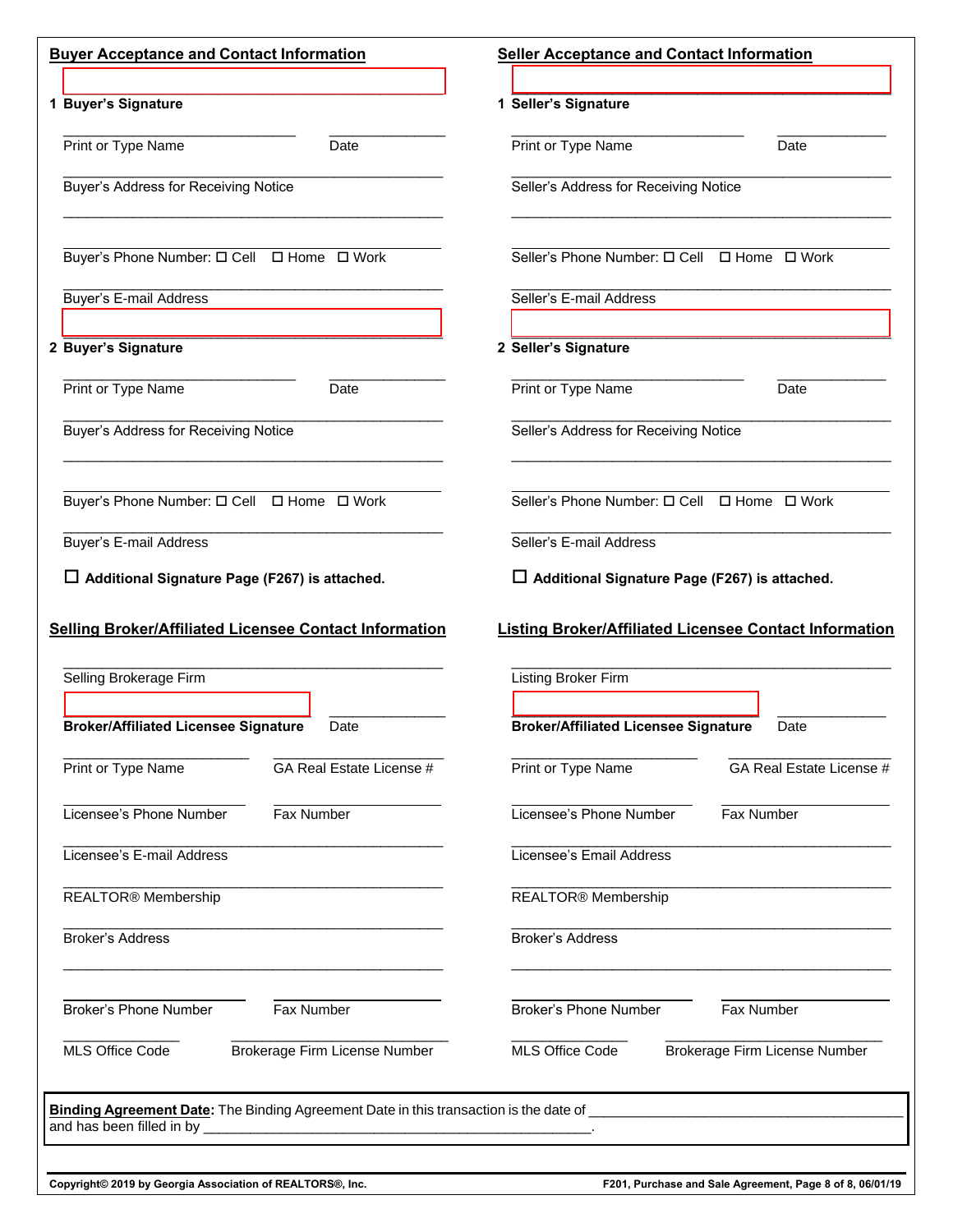## Buyer Acceptance and Contact Information

**1 Buyer's Signature**

Print or Type Name ______________________ Date ______________

Buyer's Address for Receiving Notice

Buyer's Phone Number: ☐ Cell ☐ Home ☐ Work

Buyer's E-mail Address

**2 Buyer's Signature**

Print or Type Name ______________________ Date ______________

Buyer's Address for Receiving Notice

Buyer's Phone Number: ☐ Cell ☐ Home ☐ Work

Buyer's E-mail Address

☐ **Additional Signature Page (F267) is attached.**

## Seller Acceptance and Contact Information

**1 Seller's Signature**

Print or Type Name ______________________ Date ______________

Seller's Address for Receiving Notice

Seller's Phone Number: ☐ Cell ☐ Home ☐ Work

Seller's E-mail Address

**2 Seller's Signature**

Print or Type Name ______________________ Date ______________

Seller's Address for Receiving Notice

Seller's Phone Number: ☐ Cell ☐ Home ☐ Work

Seller's E-mail Address

☐ **Additional Signature Page (F267) is attached.**

## Selling Broker/Affiliated Licensee Contact Information

Selling Brokerage Firm

**Broker/Affiliated Licensee Signature** Date

Print or Type Name GA Real Estate License #

Licensee's Phone Number Fax Number

Licensee's E-mail Address

REALTOR® Membership

Broker's Address

Broker's Phone Number Fax Number

MLS Office Code Brokerage Firm License Number

## Listing Broker/Affiliated Licensee Contact Information

Listing Broker Firm

**Broker/Affiliated Licensee Signature** Date

Print or Type Name GA Real Estate License #

Licensee's Phone Number Fax Number

Licensee's Email Address

REALTOR® Membership

Broker's Address

Broker's Phone Number Fax Number

MLS Office Code Brokerage Firm License Number

**Binding Agreement Date:** The Binding Agreement Date in this transaction is the date of ________________________________________ and has been filled in by ________________________________________.

Copyright© 2019 by Georgia Association of REALTORS®, Inc. F201, Purchase and Sale Agreement, Page 8 of 8, 06/01/19